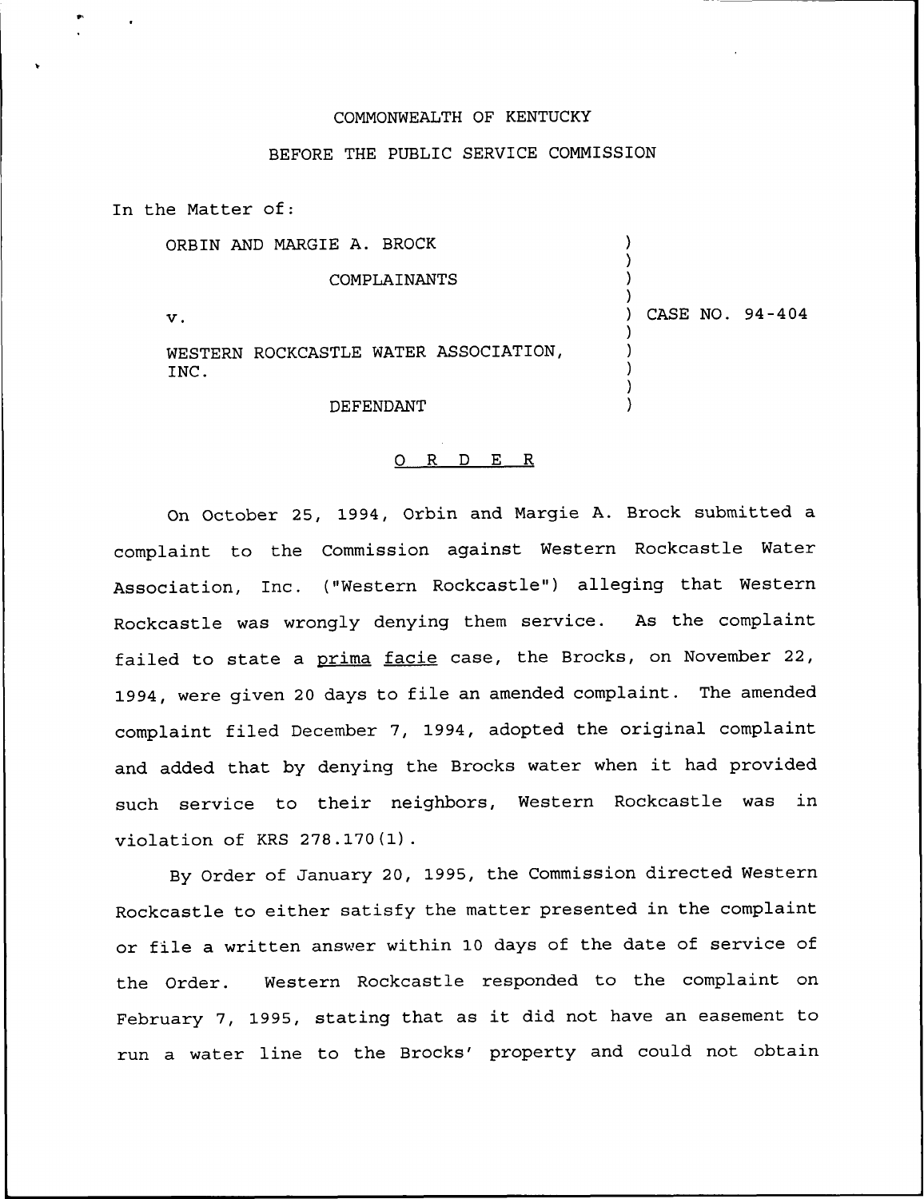COMMONWEALTH OF KENTUCKY

BEFORE THE PUBLIC SERVICE COMMISSION

In the Matter of:

| | |
|---|---|
| ORBIN AND MARGIE A. BROCK<br><br>COMPLAINANTS<br><br>v.<br><br>WESTERN ROCKCASTLE WATER ASSOCIATION, INC.<br><br>DEFENDANT | CASE NO. 94-404 |

O R D E R

On October 25, 1994, Orbin and Margie A. Brock submitted a complaint to the Commission against Western Rockcastle Water Association, Inc. ("Western Rockcastle") alleging that Western Rockcastle was wrongly denying them service. As the complaint failed to state a prima facie case, the Brocks, on November 22, 1994, were given 20 days to file an amended complaint. The amended complaint filed December 7, 1994, adopted the original complaint and added that by denying the Brocks water when it had provided such service to their neighbors, Western Rockcastle was in violation of KRS 278.170(1).

By Order of January 20, 1995, the Commission directed Western Rockcastle to either satisfy the matter presented in the complaint or file a written answer within 10 days of the date of service of the Order. Western Rockcastle responded to the complaint on February 7, 1995, stating that as it did not have an easement to run a water line to the Brocks' property and could not obtain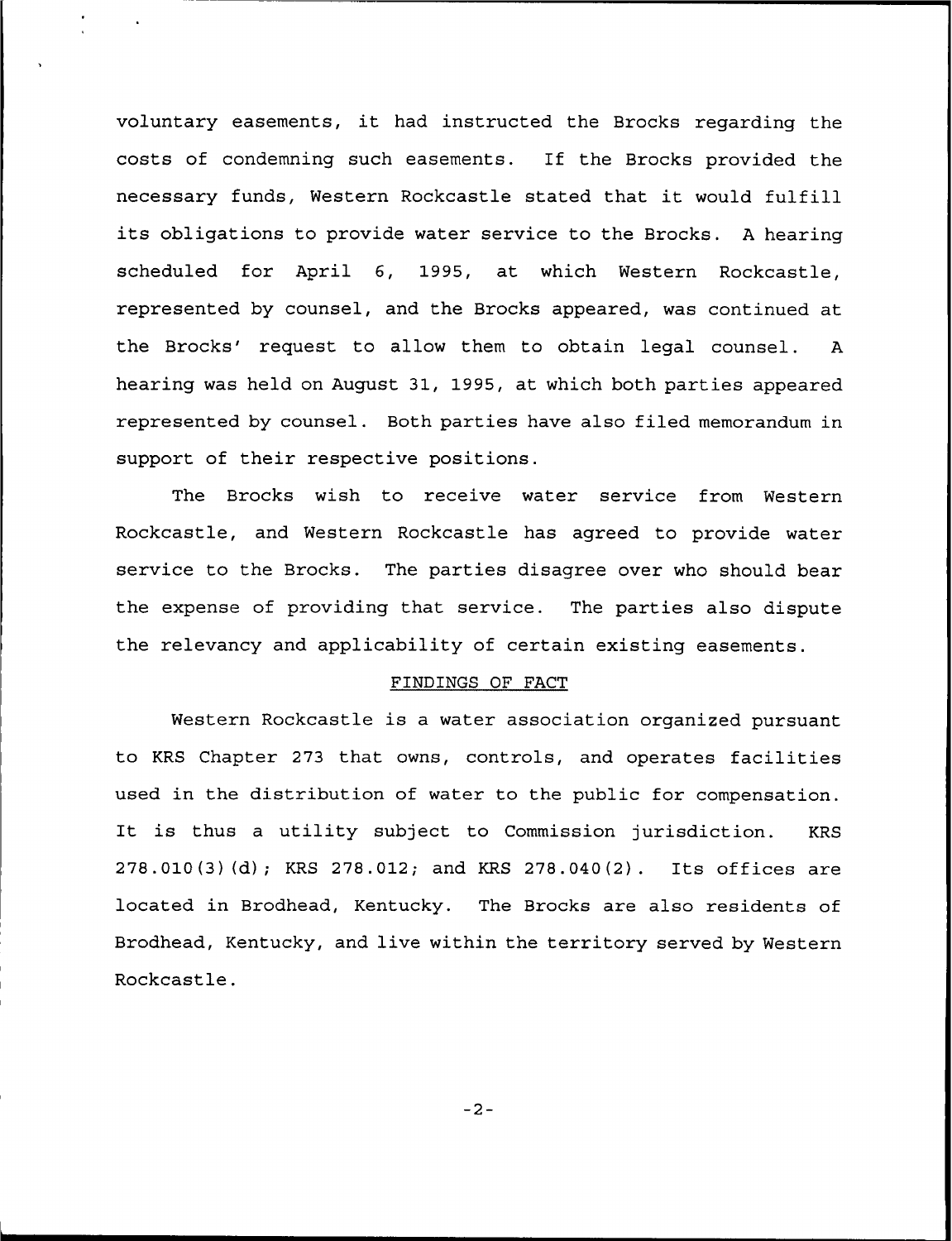voluntary easements, it had instructed the Brocks regarding the costs of condemning such easements. If the Brocks provided the necessary funds, Western Rockcastle stated that it would fulfill its obligations to provide water service to the Brocks. A hearing scheduled for April 6, 1995, at which Western Rockcastle, represented by counsel, and the Brocks appeared, was continued at the Brocks' request to allow them to obtain legal counsel. A hearing was held on August 31, 1995, at which both parties appeared represented by counsel. Both parties have also filed memorandum in support of their respective positions.

The Brocks wish to receive water service from Western Rockcastle, and Western Rockcastle has agreed to provide water service to the Brocks. The parties disagree over who should bear the expense of providing that service. The parties also dispute the relevancy and applicability of certain existing easements.

## FINDINGS OF FACT

Western Rockcastle is a water association organized pursuant to KRS Chapter 273 that owns, controls, and operates facilities used in the distribution of water to the public for compensation. It is thus a utility subject to Commission jurisdiction. KRS 278.010(3)(d); KRS 278.012; and KRS 278.040(2). Its offices are located in Brodhead, Kentucky. The Brocks are also residents of Brodhead, Kentucky, and live within the territory served by Western Rockcastle.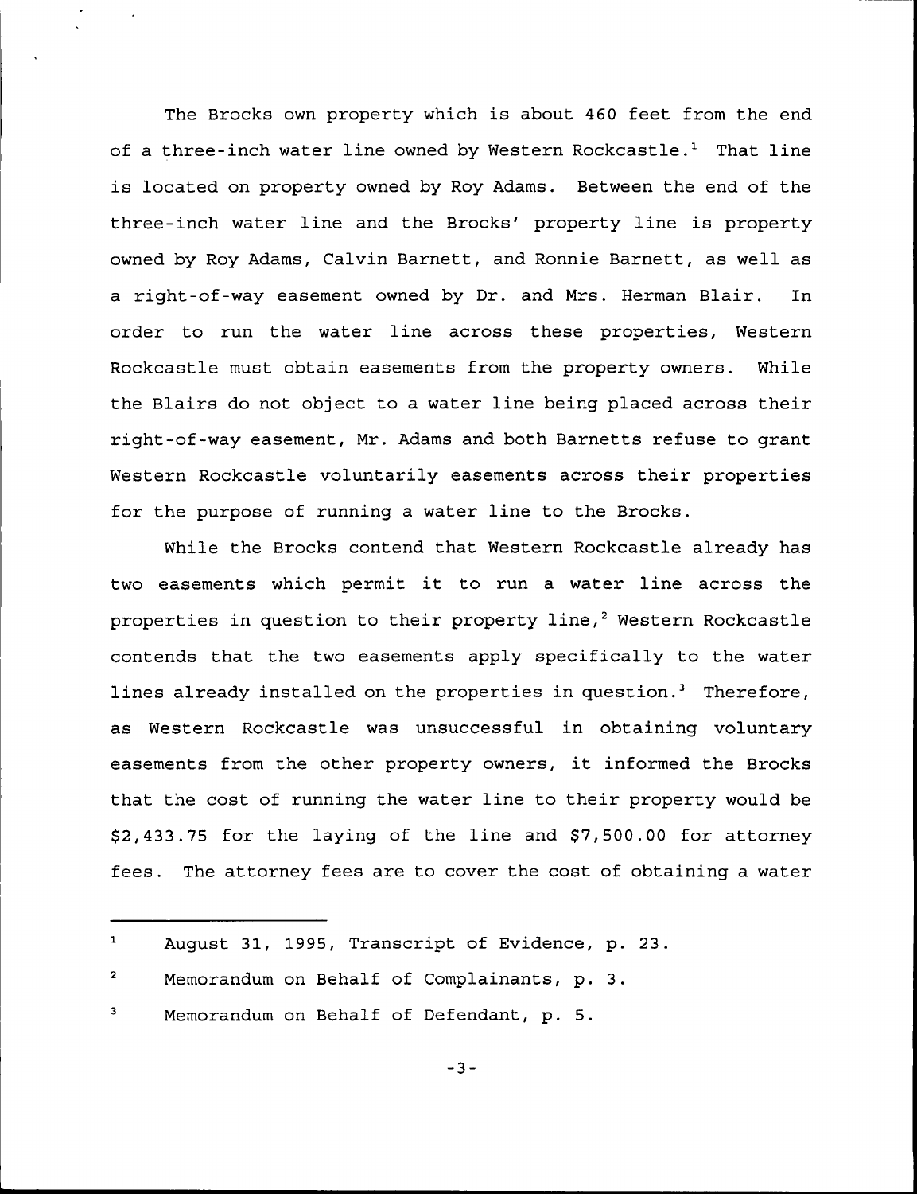The Brocks own property which is about 460 feet from the end of a three-inch water line owned by Western Rockcastle.[1] That line is located on property owned by Roy Adams. Between the end of the three-inch water line and the Brocks' property line is property owned by Roy Adams, Calvin Barnett, and Ronnie Barnett, as well as a right-of-way easement owned by Dr. and Mrs. Herman Blair. In order to run the water line across these properties, Western Rockcastle must obtain easements from the property owners. While the Blairs do not object to a water line being placed across their right-of-way easement, Mr. Adams and both Barnetts refuse to grant Western Rockcastle voluntarily easements across their properties for the purpose of running a water line to the Brocks.

While the Brocks contend that Western Rockcastle already has two easements which permit it to run a water line across the properties in question to their property line,[2] Western Rockcastle contends that the two easements apply specifically to the water lines already installed on the properties in question.[3] Therefore, as Western Rockcastle was unsuccessful in obtaining voluntary easements from the other property owners, it informed the Brocks that the cost of running the water line to their property would be $2,433.75 for the laying of the line and $7,500.00 for attorney fees. The attorney fees are to cover the cost of obtaining a water

---

[1] August 31, 1995, Transcript of Evidence, p. 23.

[2] Memorandum on Behalf of Complainants, p. 3.

[3] Memorandum on Behalf of Defendant, p. 5.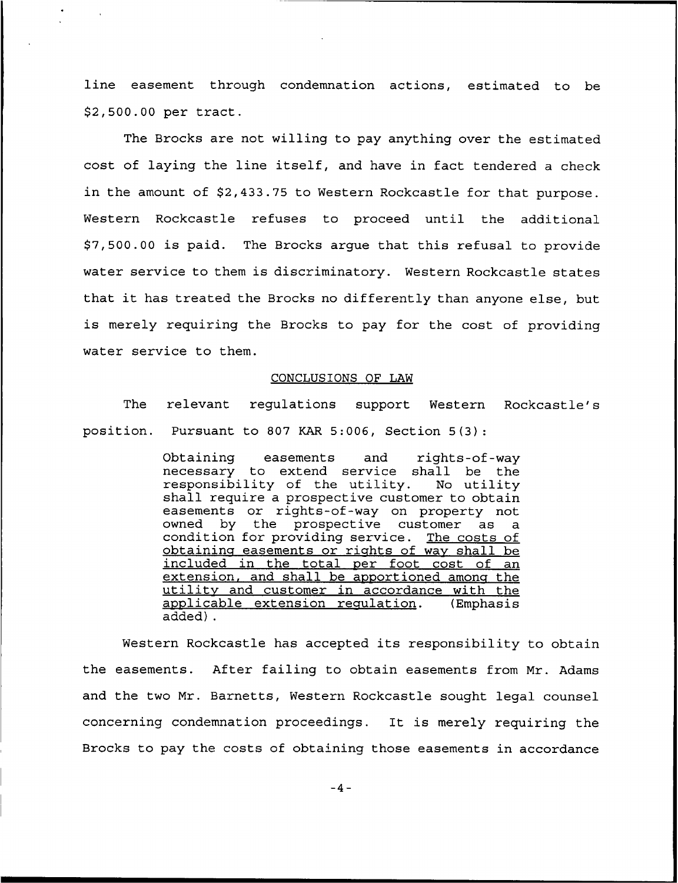line easement through condemnation actions, estimated to be $2,500.00 per tract.

The Brocks are not willing to pay anything over the estimated cost of laying the line itself, and have in fact tendered a check in the amount of $2,433.75 to Western Rockcastle for that purpose. Western Rockcastle refuses to proceed until the additional $7,500.00 is paid. The Brocks argue that this refusal to provide water service to them is discriminatory. Western Rockcastle states that it has treated the Brocks no differently than anyone else, but is merely requiring the Brocks to pay for the cost of providing water service to them.

## CONCLUSIONS OF LAW

The relevant regulations support Western Rockcastle's position. Pursuant to 807 KAR 5:006, Section 5(3):

> Obtaining easements and rights-of-way necessary to extend service shall be the responsibility of the utility. No utility shall require a prospective customer to obtain easements or rights-of-way on property not owned by the prospective customer as a condition for providing service. The costs of obtaining easements or rights of way shall be included in the total per foot cost of an extension, and shall be apportioned among the utility and customer in accordance with the applicable extension regulation. (Emphasis added).

Western Rockcastle has accepted its responsibility to obtain the easements. After failing to obtain easements from Mr. Adams and the two Mr. Barnetts, Western Rockcastle sought legal counsel concerning condemnation proceedings. It is merely requiring the Brocks to pay the costs of obtaining those easements in accordance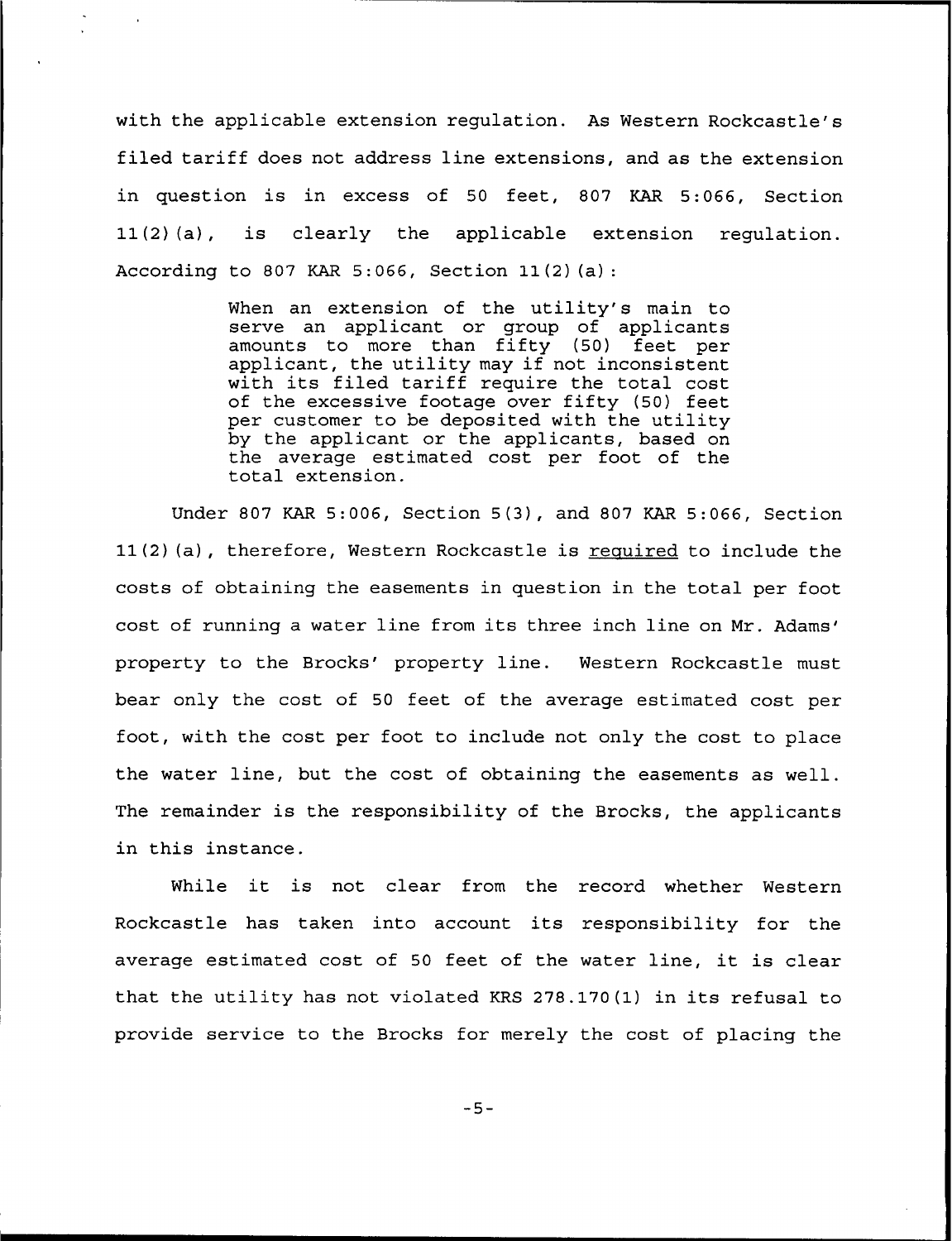with the applicable extension regulation. As Western Rockcastle's filed tariff does not address line extensions, and as the extension in question is in excess of 50 feet, 807 KAR 5:066, Section 11(2)(a), is clearly the applicable extension regulation. According to 807 KAR 5:066, Section 11(2)(a):

> When an extension of the utility's main to serve an applicant or group of applicants amounts to more than fifty (50) feet per applicant, the utility may if not inconsistent with its filed tariff require the total cost of the excessive footage over fifty (50) feet per customer to be deposited with the utility by the applicant or the applicants, based on the average estimated cost per foot of the total extension.

Under 807 KAR 5:006, Section 5(3), and 807 KAR 5:066, Section 11(2)(a), therefore, Western Rockcastle is <u>required</u> to include the costs of obtaining the easements in question in the total per foot cost of running a water line from its three inch line on Mr. Adams' property to the Brocks' property line. Western Rockcastle must bear only the cost of 50 feet of the average estimated cost per foot, with the cost per foot to include not only the cost to place the water line, but the cost of obtaining the easements as well. The remainder is the responsibility of the Brocks, the applicants in this instance.

While it is not clear from the record whether Western Rockcastle has taken into account its responsibility for the average estimated cost of 50 feet of the water line, it is clear that the utility has not violated KRS 278.170(1) in its refusal to provide service to the Brocks for merely the cost of placing the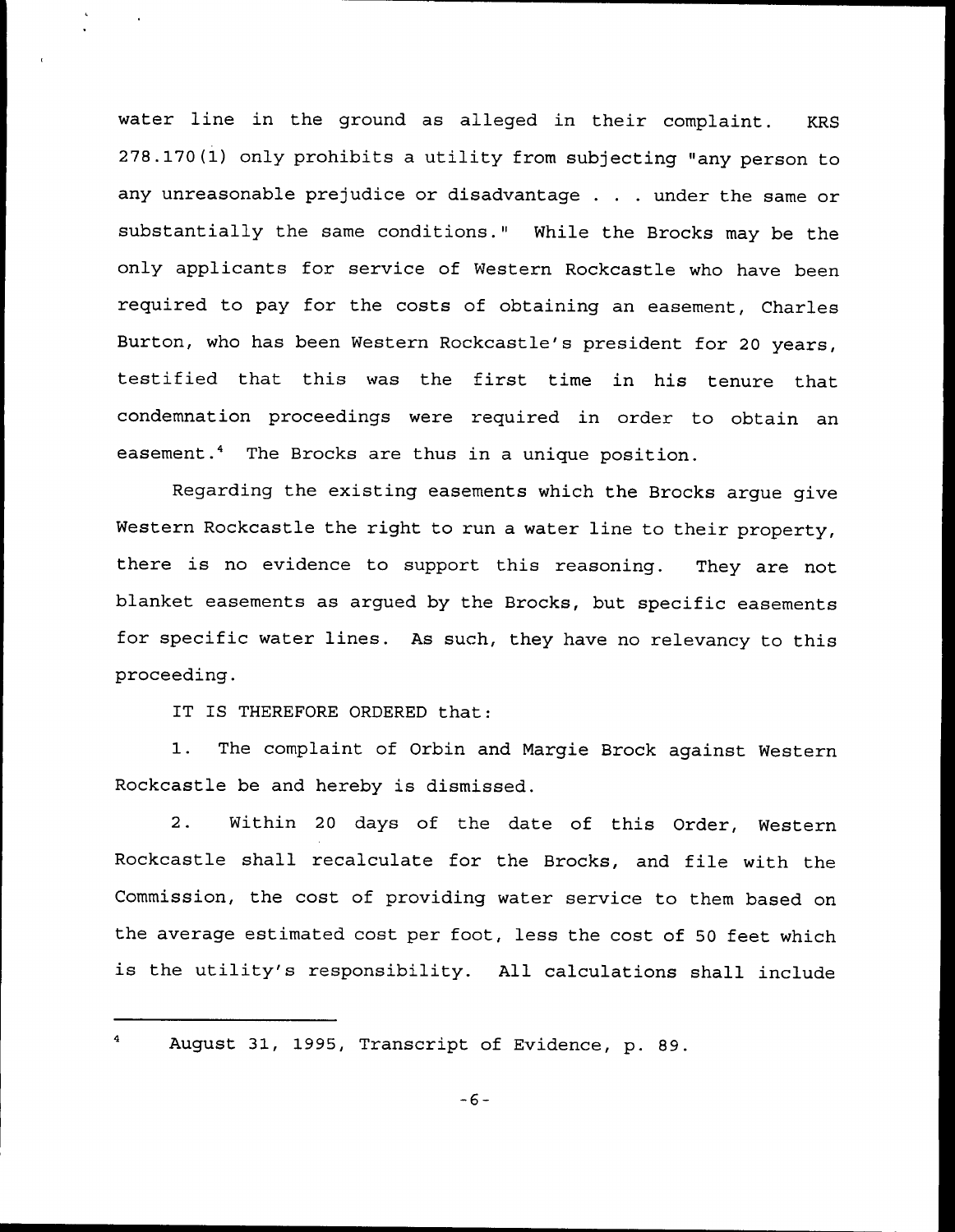water line in the ground as alleged in their complaint. KRS 278.170(1) only prohibits a utility from subjecting "any person to any unreasonable prejudice or disadvantage . . . under the same or substantially the same conditions." While the Brocks may be the only applicants for service of Western Rockcastle who have been required to pay for the costs of obtaining an easement, Charles Burton, who has been Western Rockcastle's president for 20 years, testified that this was the first time in his tenure that condemnation proceedings were required in order to obtain an easement.[4] The Brocks are thus in a unique position.

Regarding the existing easements which the Brocks argue give Western Rockcastle the right to run a water line to their property, there is no evidence to support this reasoning. They are not blanket easements as argued by the Brocks, but specific easements for specific water lines. As such, they have no relevancy to this proceeding.

IT IS THEREFORE ORDERED that:

1. The complaint of Orbin and Margie Brock against Western Rockcastle be and hereby is dismissed.

2. Within 20 days of the date of this Order, Western Rockcastle shall recalculate for the Brocks, and file with the Commission, the cost of providing water service to them based on the average estimated cost per foot, less the cost of 50 feet which is the utility's responsibility. All calculations shall include

---

[4] August 31, 1995, Transcript of Evidence, p. 89.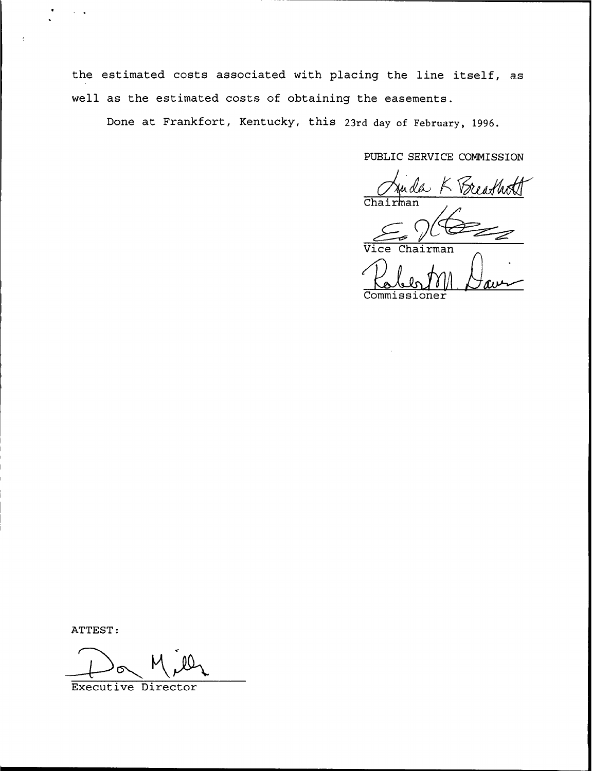the estimated costs associated with placing the line itself, as well as the estimated costs of obtaining the easements.

Done at Frankfort, Kentucky, this 23rd day of February, 1996.

PUBLIC SERVICE COMMISSION

Chairman

Vice Chairman

Commissioner

ATTEST:

Executive Director